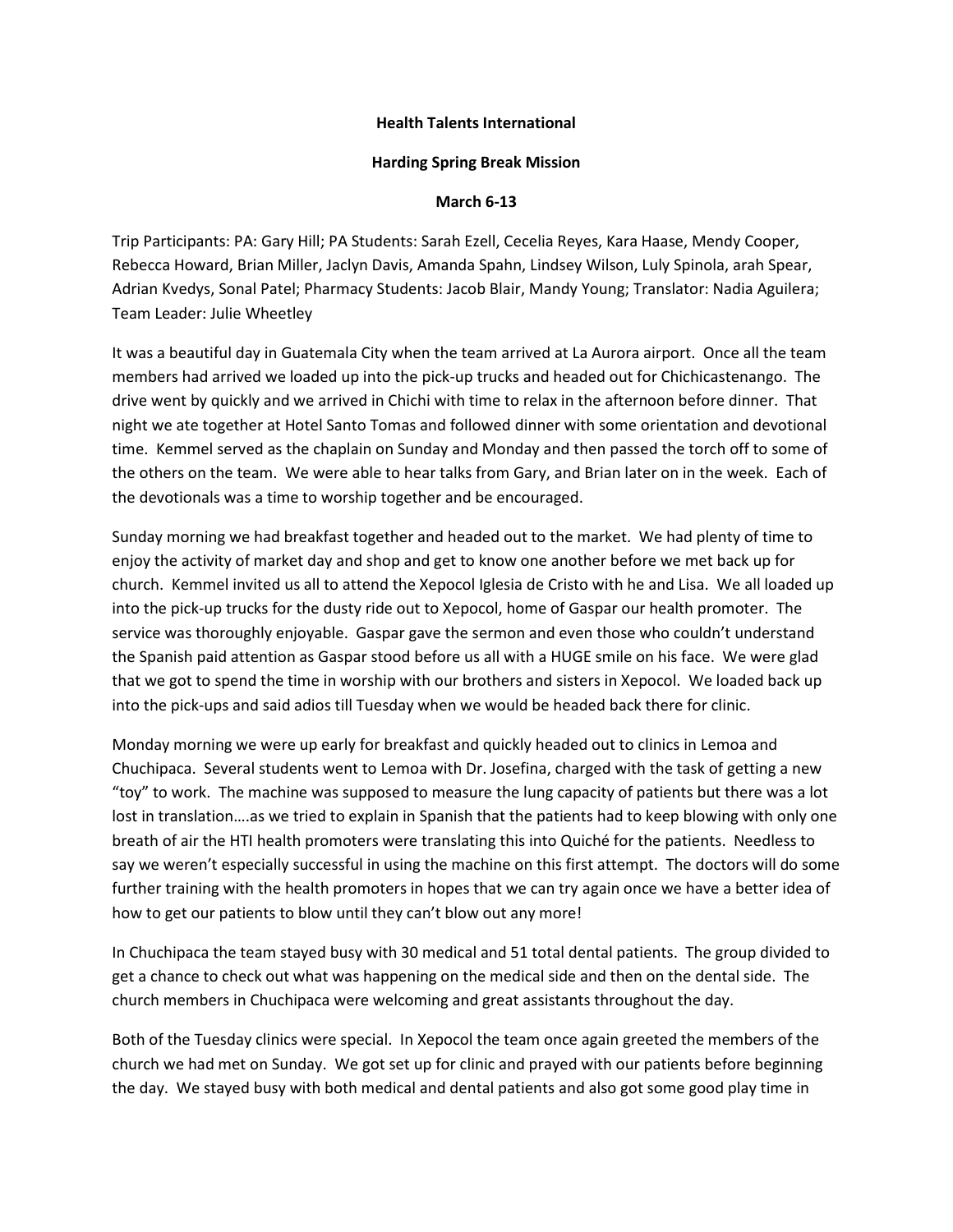**Health Talents International**

**Harding Spring Break Mission**

**March 6-13**

Trip Participants: PA: Gary Hill; PA Students: Sarah Ezell, Cecelia Reyes, Kara Haase, Mendy Cooper, Rebecca Howard, Brian Miller, Jaclyn Davis, Amanda Spahn, Lindsey Wilson, Luly Spinola, arah Spear, Adrian Kvedys, Sonal Patel; Pharmacy Students: Jacob Blair, Mandy Young; Translator: Nadia Aguilera; Team Leader: Julie Wheetley

It was a beautiful day in Guatemala City when the team arrived at La Aurora airport. Once all the team members had arrived we loaded up into the pick-up trucks and headed out for Chichicastenango. The drive went by quickly and we arrived in Chichi with time to relax in the afternoon before dinner. That night we ate together at Hotel Santo Tomas and followed dinner with some orientation and devotional time. Kemmel served as the chaplain on Sunday and Monday and then passed the torch off to some of the others on the team. We were able to hear talks from Gary, and Brian later on in the week. Each of the devotionals was a time to worship together and be encouraged.

Sunday morning we had breakfast together and headed out to the market. We had plenty of time to enjoy the activity of market day and shop and get to know one another before we met back up for church. Kemmel invited us all to attend the Xepocol Iglesia de Cristo with he and Lisa. We all loaded up into the pick-up trucks for the dusty ride out to Xepocol, home of Gaspar our health promoter. The service was thoroughly enjoyable. Gaspar gave the sermon and even those who couldn't understand the Spanish paid attention as Gaspar stood before us all with a HUGE smile on his face. We were glad that we got to spend the time in worship with our brothers and sisters in Xepocol. We loaded back up into the pick-ups and said adios till Tuesday when we would be headed back there for clinic.

Monday morning we were up early for breakfast and quickly headed out to clinics in Lemoa and Chuchipaca. Several students went to Lemoa with Dr. Josefina, charged with the task of getting a new "toy" to work. The machine was supposed to measure the lung capacity of patients but there was a lot lost in translation….as we tried to explain in Spanish that the patients had to keep blowing with only one breath of air the HTI health promoters were translating this into Quiché for the patients. Needless to say we weren't especially successful in using the machine on this first attempt. The doctors will do some further training with the health promoters in hopes that we can try again once we have a better idea of how to get our patients to blow until they can't blow out any more!

In Chuchipaca the team stayed busy with 30 medical and 51 total dental patients. The group divided to get a chance to check out what was happening on the medical side and then on the dental side. The church members in Chuchipaca were welcoming and great assistants throughout the day.

Both of the Tuesday clinics were special. In Xepocol the team once again greeted the members of the church we had met on Sunday. We got set up for clinic and prayed with our patients before beginning the day. We stayed busy with both medical and dental patients and also got some good play time in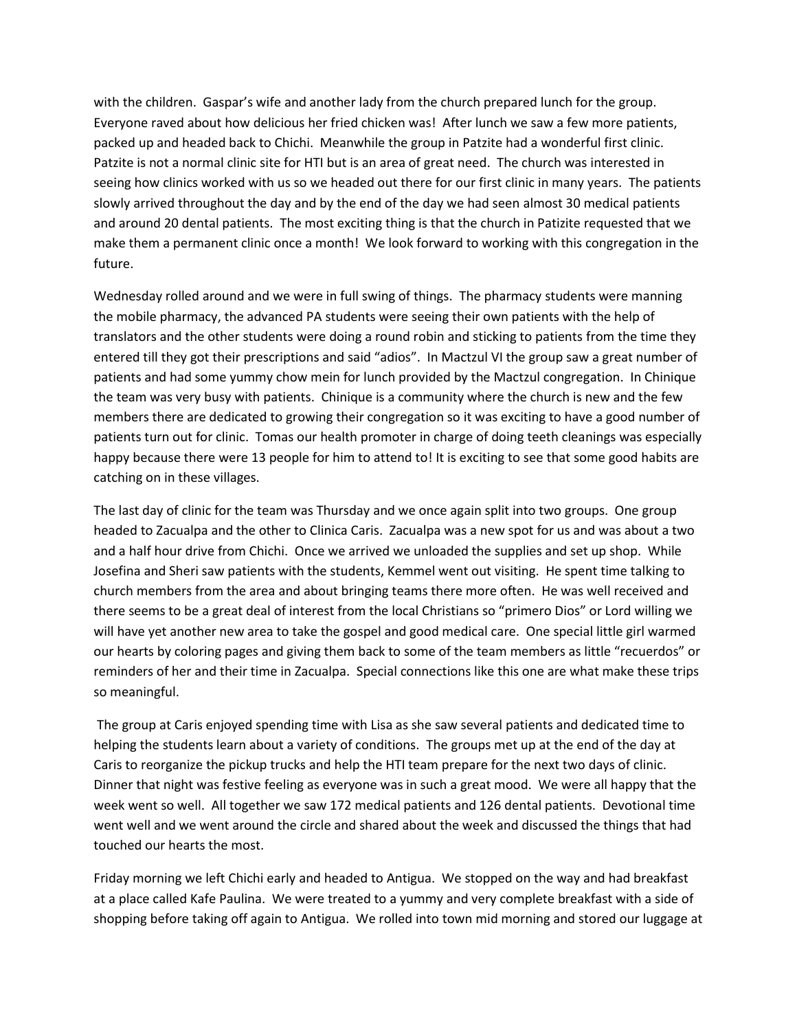with the children. Gaspar's wife and another lady from the church prepared lunch for the group. Everyone raved about how delicious her fried chicken was! After lunch we saw a few more patients, packed up and headed back to Chichi. Meanwhile the group in Patzite had a wonderful first clinic. Patzite is not a normal clinic site for HTI but is an area of great need. The church was interested in seeing how clinics worked with us so we headed out there for our first clinic in many years. The patients slowly arrived throughout the day and by the end of the day we had seen almost 30 medical patients and around 20 dental patients. The most exciting thing is that the church in Patizite requested that we make them a permanent clinic once a month! We look forward to working with this congregation in the future.

Wednesday rolled around and we were in full swing of things. The pharmacy students were manning the mobile pharmacy, the advanced PA students were seeing their own patients with the help of translators and the other students were doing a round robin and sticking to patients from the time they entered till they got their prescriptions and said "adios". In Mactzul VI the group saw a great number of patients and had some yummy chow mein for lunch provided by the Mactzul congregation. In Chinique the team was very busy with patients. Chinique is a community where the church is new and the few members there are dedicated to growing their congregation so it was exciting to have a good number of patients turn out for clinic. Tomas our health promoter in charge of doing teeth cleanings was especially happy because there were 13 people for him to attend to! It is exciting to see that some good habits are catching on in these villages.

The last day of clinic for the team was Thursday and we once again split into two groups. One group headed to Zacualpa and the other to Clinica Caris. Zacualpa was a new spot for us and was about a two and a half hour drive from Chichi. Once we arrived we unloaded the supplies and set up shop. While Josefina and Sheri saw patients with the students, Kemmel went out visiting. He spent time talking to church members from the area and about bringing teams there more often. He was well received and there seems to be a great deal of interest from the local Christians so "primero Dios" or Lord willing we will have yet another new area to take the gospel and good medical care. One special little girl warmed our hearts by coloring pages and giving them back to some of the team members as little "recuerdos" or reminders of her and their time in Zacualpa. Special connections like this one are what make these trips so meaningful.

The group at Caris enjoyed spending time with Lisa as she saw several patients and dedicated time to helping the students learn about a variety of conditions. The groups met up at the end of the day at Caris to reorganize the pickup trucks and help the HTI team prepare for the next two days of clinic. Dinner that night was festive feeling as everyone was in such a great mood. We were all happy that the week went so well. All together we saw 172 medical patients and 126 dental patients. Devotional time went well and we went around the circle and shared about the week and discussed the things that had touched our hearts the most.

Friday morning we left Chichi early and headed to Antigua. We stopped on the way and had breakfast at a place called Kafe Paulina. We were treated to a yummy and very complete breakfast with a side of shopping before taking off again to Antigua. We rolled into town mid morning and stored our luggage at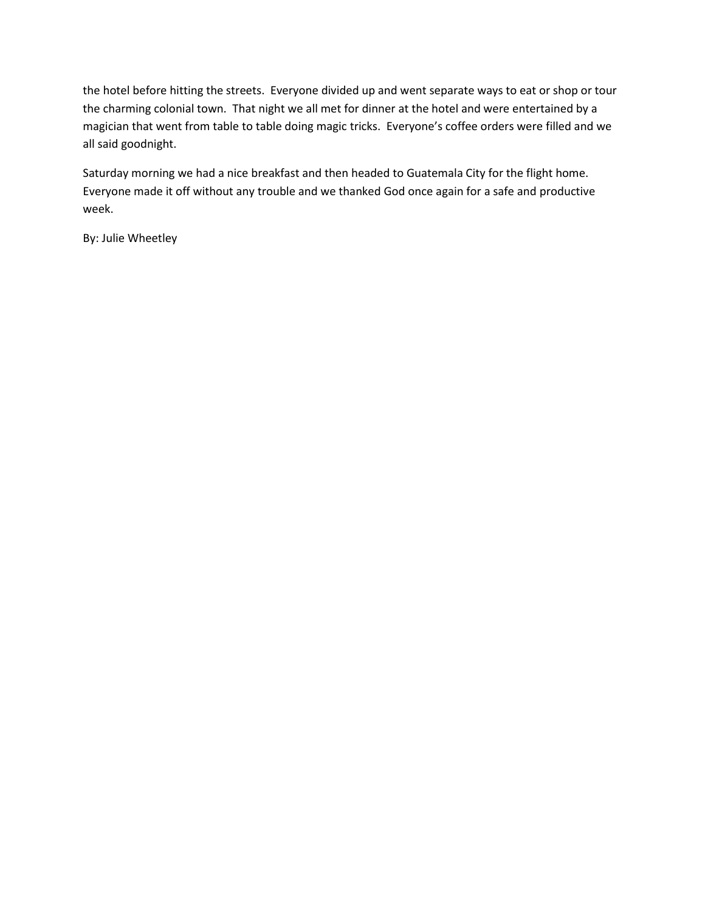the hotel before hitting the streets. Everyone divided up and went separate ways to eat or shop or tour the charming colonial town. That night we all met for dinner at the hotel and were entertained by a magician that went from table to table doing magic tricks. Everyone's coffee orders were filled and we all said goodnight.

Saturday morning we had a nice breakfast and then headed to Guatemala City for the flight home. Everyone made it off without any trouble and we thanked God once again for a safe and productive week.

By: Julie Wheetley